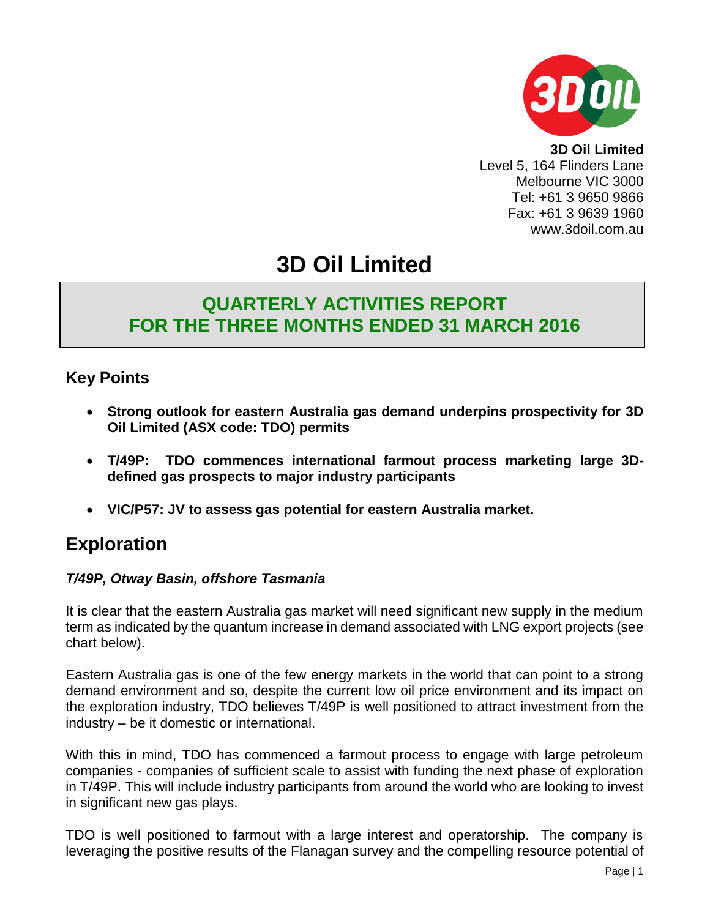**3D Oil Limited**
Level 5, 164 Flinders Lane
Melbourne VIC 3000
Tel: +61 3 9650 9866
Fax: +61 3 9639 1960
www.3doil.com.au

# 3D Oil Limited

## QUARTERLY ACTIVITIES REPORT
## FOR THE THREE MONTHS ENDED 31 MARCH 2016

### Key Points

- **Strong outlook for eastern Australia gas demand underpins prospectivity for 3D Oil Limited (ASX code: TDO) permits**
- **T/49P: TDO commences international farmout process marketing large 3D-defined gas prospects to major industry participants**
- **VIC/P57: JV to assess gas potential for eastern Australia market.**

## Exploration

### *T/49P, Otway Basin, offshore Tasmania*

It is clear that the eastern Australia gas market will need significant new supply in the medium term as indicated by the quantum increase in demand associated with LNG export projects (see chart below).

Eastern Australia gas is one of the few energy markets in the world that can point to a strong demand environment and so, despite the current low oil price environment and its impact on the exploration industry, TDO believes T/49P is well positioned to attract investment from the industry – be it domestic or international.

With this in mind, TDO has commenced a farmout process to engage with large petroleum companies - companies of sufficient scale to assist with funding the next phase of exploration in T/49P. This will include industry participants from around the world who are looking to invest in significant new gas plays.

TDO is well positioned to farmout with a large interest and operatorship. The company is leveraging the positive results of the Flanagan survey and the compelling resource potential of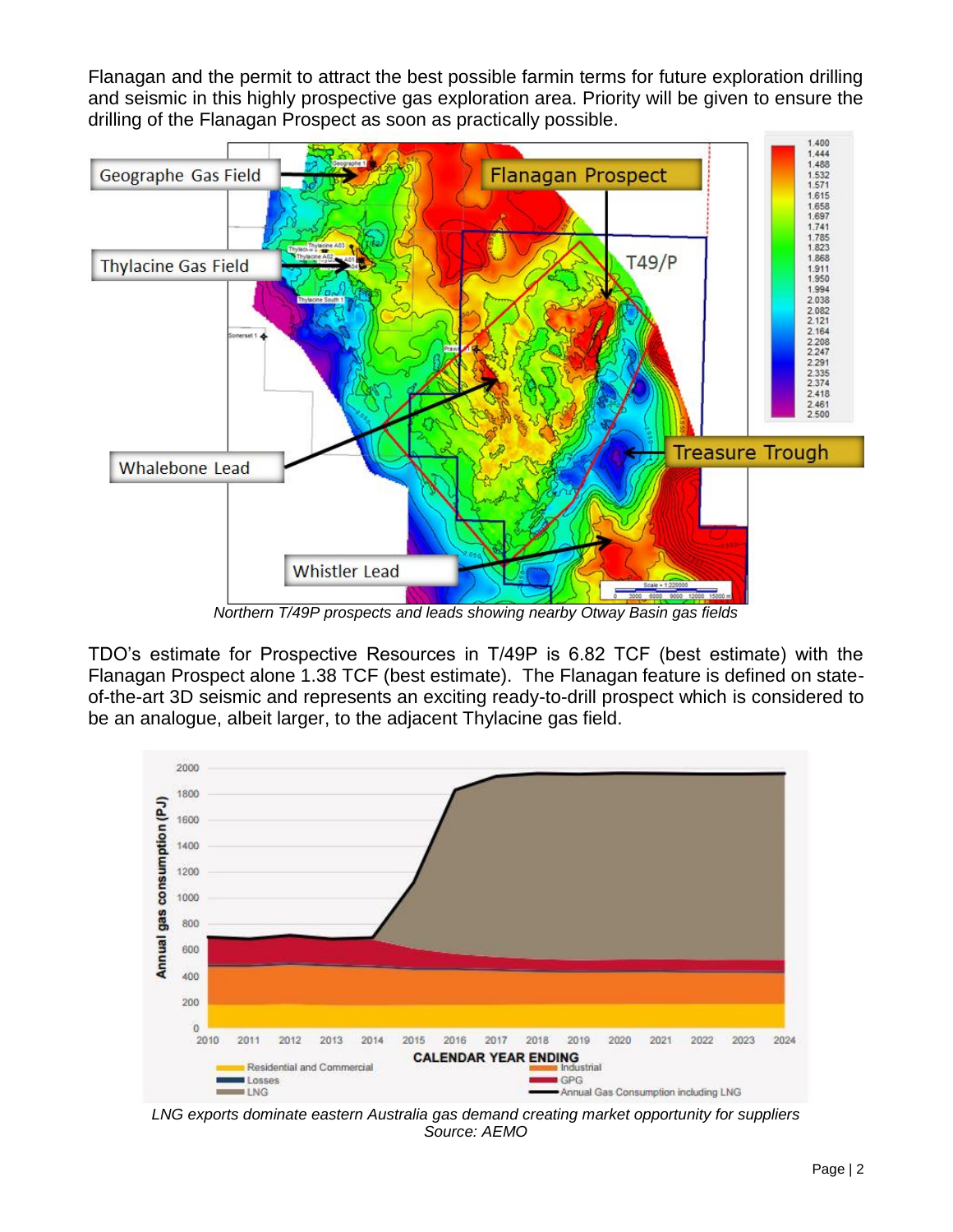Flanagan and the permit to attract the best possible farmin terms for future exploration drilling and seismic in this highly prospective gas exploration area. Priority will be given to ensure the drilling of the Flanagan Prospect as soon as practically possible.

*Northern T/49P prospects and leads showing nearby Otway Basin gas fields*

TDO's estimate for Prospective Resources in T/49P is 6.82 TCF (best estimate) with the Flanagan Prospect alone 1.38 TCF (best estimate). The Flanagan feature is defined on state-of-the-art 3D seismic and represents an exciting ready-to-drill prospect which is considered to be an analogue, albeit larger, to the adjacent Thylacine gas field.

*LNG exports dominate eastern Australia gas demand creating market opportunity for suppliers*
*Source: AEMO*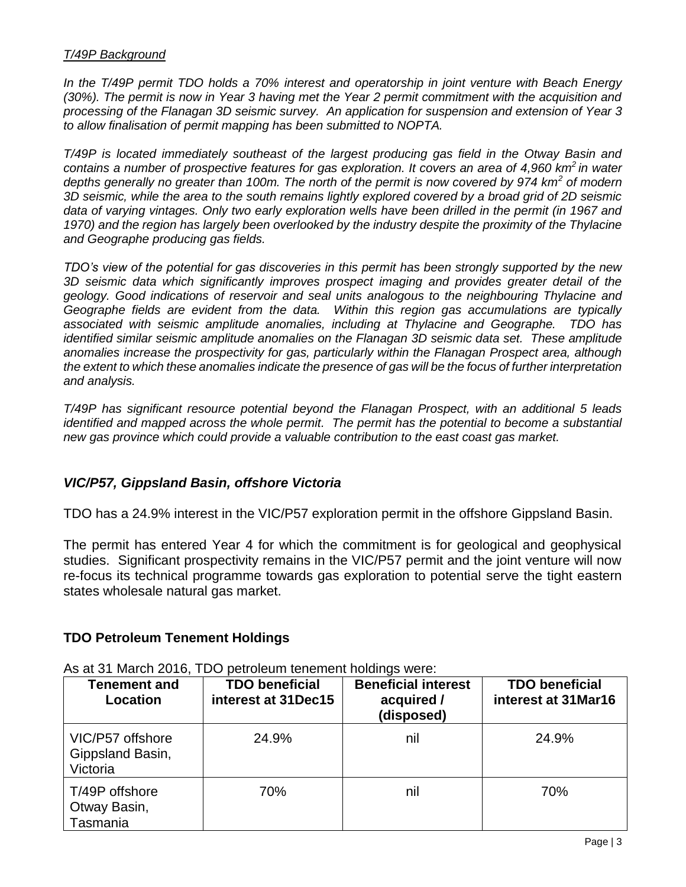*T/49P Background*

*In the T/49P permit TDO holds a 70% interest and operatorship in joint venture with Beach Energy (30%). The permit is now in Year 3 having met the Year 2 permit commitment with the acquisition and processing of the Flanagan 3D seismic survey. An application for suspension and extension of Year 3 to allow finalisation of permit mapping has been submitted to NOPTA.*

*T/49P is located immediately southeast of the largest producing gas field in the Otway Basin and contains a number of prospective features for gas exploration. It covers an area of 4,960 km$^2$ in water depths generally no greater than 100m. The north of the permit is now covered by 974 km$^2$ of modern 3D seismic, while the area to the south remains lightly explored covered by a broad grid of 2D seismic data of varying vintages. Only two early exploration wells have been drilled in the permit (in 1967 and 1970) and the region has largely been overlooked by the industry despite the proximity of the Thylacine and Geographe producing gas fields.*

*TDO's view of the potential for gas discoveries in this permit has been strongly supported by the new 3D seismic data which significantly improves prospect imaging and provides greater detail of the geology. Good indications of reservoir and seal units analogous to the neighbouring Thylacine and Geographe fields are evident from the data. Within this region gas accumulations are typically associated with seismic amplitude anomalies, including at Thylacine and Geographe. TDO has identified similar seismic amplitude anomalies on the Flanagan 3D seismic data set. These amplitude anomalies increase the prospectivity for gas, particularly within the Flanagan Prospect area, although the extent to which these anomalies indicate the presence of gas will be the focus of further interpretation and analysis.*

*T/49P has significant resource potential beyond the Flanagan Prospect, with an additional 5 leads identified and mapped across the whole permit. The permit has the potential to become a substantial new gas province which could provide a valuable contribution to the east coast gas market.*

### *VIC/P57, Gippsland Basin, offshore Victoria*

TDO has a 24.9% interest in the VIC/P57 exploration permit in the offshore Gippsland Basin.

The permit has entered Year 4 for which the commitment is for geological and geophysical studies. Significant prospectivity remains in the VIC/P57 permit and the joint venture will now re-focus its technical programme towards gas exploration to potential serve the tight eastern states wholesale natural gas market.

## TDO Petroleum Tenement Holdings

As at 31 March 2016, TDO petroleum tenement holdings were:

| Tenement and Location | TDO beneficial interest at 31Dec15 | Beneficial interest acquired / (disposed) | TDO beneficial interest at 31Mar16 |
|---|---|---|---|
| VIC/P57 offshore Gippsland Basin, Victoria | 24.9% | nil | 24.9% |
| T/49P offshore Otway Basin, Tasmania | 70% | nil | 70% |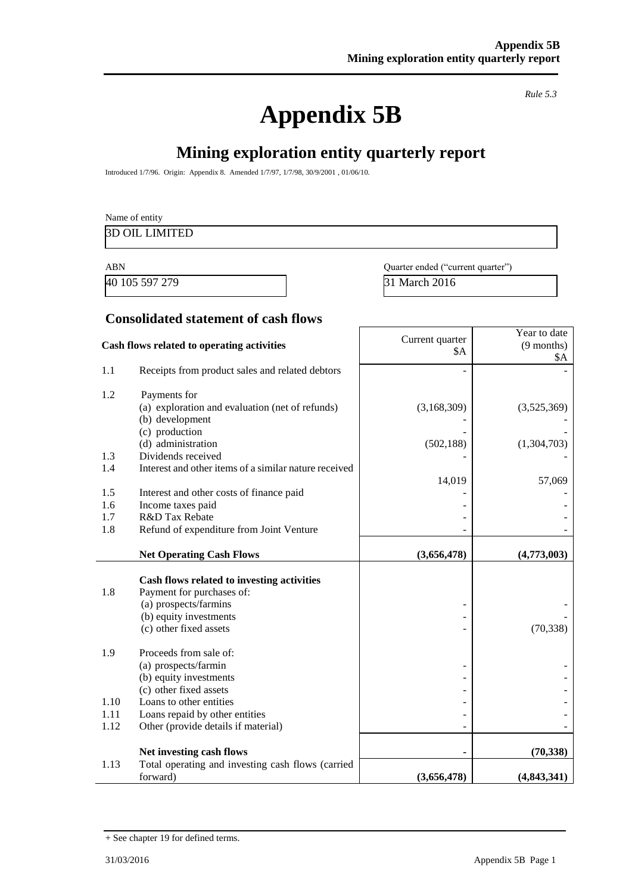*Rule 5.3*

# Appendix 5B

## Mining exploration entity quarterly report

Introduced 1/7/96. Origin: Appendix 8. Amended 1/7/97, 1/7/98, 30/9/2001 , 01/06/10.

Name of entity

3D OIL LIMITED

| ABN | Quarter ended ("current quarter") |
|---|---|
| 40 105 597 279 | 31 March 2016 |

### Consolidated statement of cash flows

| | Cash flows related to operating activities | Current quarter $A | Year to date (9 months) $A |
|---|---|---|---|
| 1.1 | Receipts from product sales and related debtors | - | - |
| 1.2 | Payments for (a) exploration and evaluation (net of refunds) | (3,168,309) | (3,525,369) |
| | (b) development | - | - |
| | (c) production | - | - |
| | (d) administration | (502,188) | (1,304,703) |
| 1.3 | Dividends received | - | - |
| 1.4 | Interest and other items of a similar nature received | 14,019 | 57,069 |
| 1.5 | Interest and other costs of finance paid | - | - |
| 1.6 | Income taxes paid | - | - |
| 1.7 | R&D Tax Rebate | - | - |
| 1.8 | Refund of expenditure from Joint Venture | - | - |
| | **Net Operating Cash Flows** | **(3,656,478)** | **(4,773,003)** |
| | **Cash flows related to investing activities** | | |
| 1.8 | Payment for purchases of: (a) prospects/farmins | - | - |
| | (b) equity investments | - | - |
| | (c) other fixed assets | - | (70,338) |
| 1.9 | Proceeds from sale of: (a) prospects/farmin | - | - |
| | (b) equity investments | - | - |
| | (c) other fixed assets | - | - |
| 1.10 | Loans to other entities | - | - |
| 1.11 | Loans repaid by other entities | - | - |
| 1.12 | Other (provide details if material) | - | - |
| | **Net investing cash flows** | **-** | **(70,338)** |
| 1.13 | Total operating and investing cash flows (carried forward) | **(3,656,478)** | **(4,843,341)** |

+ See chapter 19 for defined terms.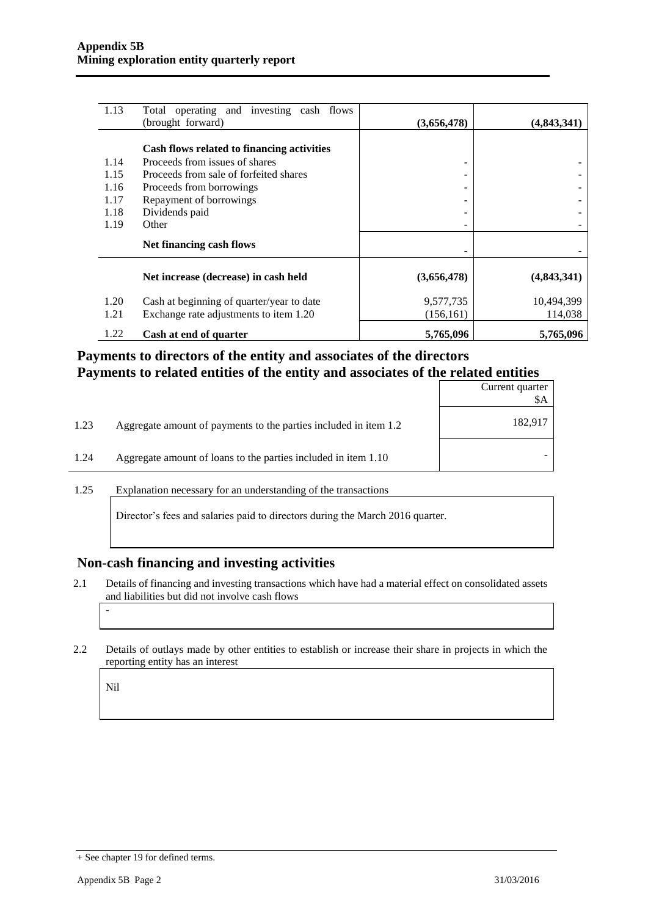| | | | |
|---|---|---|---|
| 1.13 | Total operating and investing cash flows (brought forward) | **(3,656,478)** | **(4,843,341)** |
| | **Cash flows related to financing activities** | | |
| 1.14 | Proceeds from issues of shares | - | - |
| 1.15 | Proceeds from sale of forfeited shares | - | - |
| 1.16 | Proceeds from borrowings | - | - |
| 1.17 | Repayment of borrowings | - | - |
| 1.18 | Dividends paid | - | - |
| 1.19 | Other | - | - |
| | **Net financing cash flows** | **-** | **-** |
| | **Net increase (decrease) in cash held** | **(3,656,478)** | **(4,843,341)** |
| 1.20 | Cash at beginning of quarter/year to date | 9,577,735 | 10,494,399 |
| 1.21 | Exchange rate adjustments to item 1.20 | (156,161) | 114,038 |
| 1.22 | **Cash at end of quarter** | **5,765,096** | **5,765,096** |

## Payments to directors of the entity and associates of the directors
## Payments to related entities of the entity and associates of the related entities

| | | Current quarter $A |
|---|---|---|
| 1.23 | Aggregate amount of payments to the parties included in item 1.2 | 182,917 |
| 1.24 | Aggregate amount of loans to the parties included in item 1.10 | - |

1.25 Explanation necessary for an understanding of the transactions

Director's fees and salaries paid to directors during the March 2016 quarter.

## Non-cash financing and investing activities

2.1 Details of financing and investing transactions which have had a material effect on consolidated assets and liabilities but did not involve cash flows

-

2.2 Details of outlays made by other entities to establish or increase their share in projects in which the reporting entity has an interest

Nil

+ See chapter 19 for defined terms.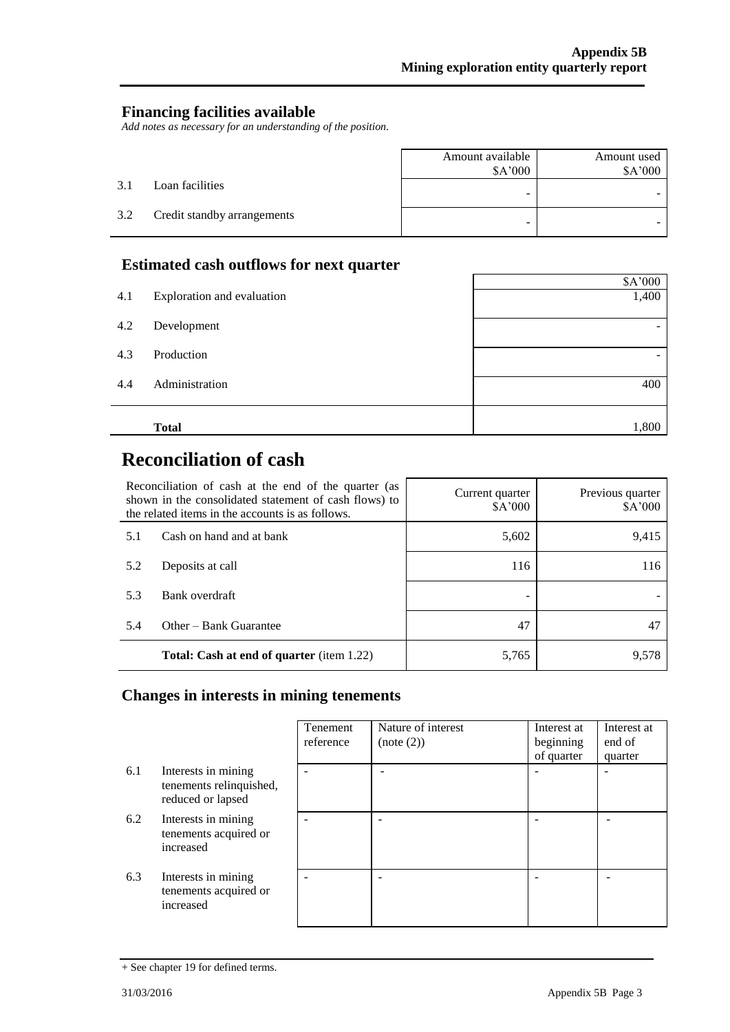## Financing facilities available

*Add notes as necessary for an understanding of the position.*

| | | Amount available $A'000 | Amount used $A'000 |
|---|---|---|---|
| 3.1 | Loan facilities | - | - |
| 3.2 | Credit standby arrangements | - | - |

## Estimated cash outflows for next quarter

| | | $A'000 |
|---|---|---|
| 4.1 | Exploration and evaluation | 1,400 |
| 4.2 | Development | - |
| 4.3 | Production | - |
| 4.4 | Administration | 400 |
| | **Total** | 1,800 |

# Reconciliation of cash

| Reconciliation of cash at the end of the quarter (as shown in the consolidated statement of cash flows) to the related items in the accounts is as follows. | | Current quarter $A'000 | Previous quarter $A'000 |
|---|---|---|---|
| 5.1 | Cash on hand and at bank | 5,602 | 9,415 |
| 5.2 | Deposits at call | 116 | 116 |
| 5.3 | Bank overdraft | - | - |
| 5.4 | Other – Bank Guarantee | 47 | 47 |
| | **Total: Cash at end of quarter** (item 1.22) | 5,765 | 9,578 |

## Changes in interests in mining tenements

| | | Tenement reference | Nature of interest (note (2)) | Interest at beginning of quarter | Interest at end of quarter |
|---|---|---|---|---|---|
| 6.1 | Interests in mining tenements relinquished, reduced or lapsed | - | - | - | - |
| 6.2 | Interests in mining tenements acquired or increased | - | - | - | - |
| 6.3 | Interests in mining tenements acquired or increased | - | - | - | - |

+ See chapter 19 for defined terms.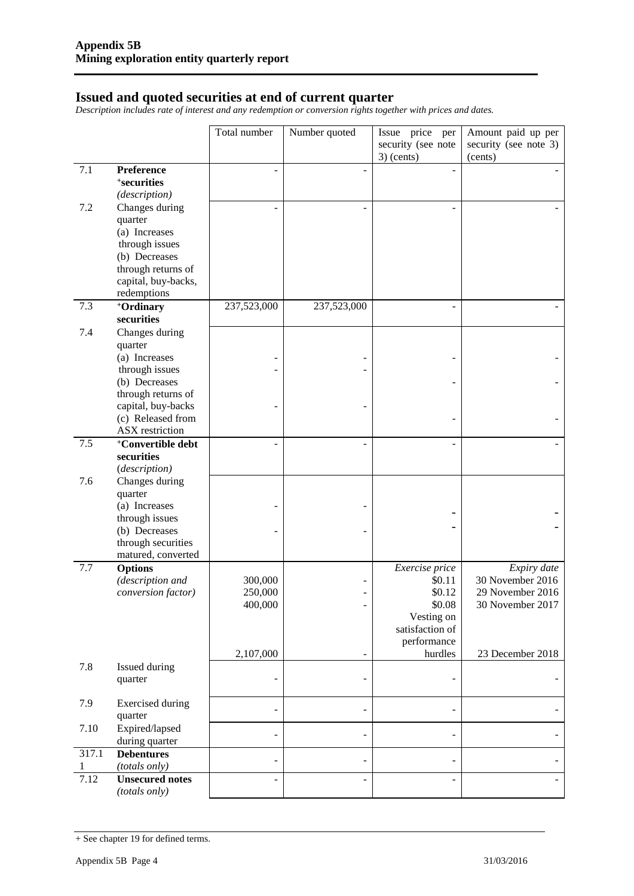## Issued and quoted securities at end of current quarter

*Description includes rate of interest and any redemption or conversion rights together with prices and dates.*

| | | Total number | Number quoted | Issue price per security (see note 3) (cents) | Amount paid up per security (see note 3) (cents) |
|---|---|---|---|---|---|
| 7.1 | **Preference** **+securities** *(description)* | - | - | - | - |
| 7.2 | Changes during quarter (a) Increases through issues (b) Decreases through returns of capital, buy-backs, redemptions | - | - | - | - |
| 7.3 | **+Ordinary securities** | 237,523,000 | 237,523,000 | - | - |
| 7.4 | Changes during quarter (a) Increases through issues (b) Decreases through returns of capital, buy-backs (c) Released from ASX restriction | -<br>-<br>- | -<br>-<br>- | -<br>-<br>- | -<br>-<br>- |
| 7.5 | **+Convertible debt securities** *(description)* | - | - | - | - |
| 7.6 | Changes during quarter (a) Increases through issues (b) Decreases through securities matured, converted | -<br>- | -<br>- | -<br>- | -<br>- |
| 7.7 | **Options** *(description and conversion factor)* | 300,000<br>250,000<br>400,000<br>2,107,000 | -<br>-<br>-<br>- | *Exercise price*<br>$0.11<br>$0.12<br>$0.08<br>Vesting on satisfaction of performance hurdles | *Expiry date*<br>30 November 2016<br>29 November 2016<br>30 November 2017<br>23 December 2018 |
| 7.8 | Issued during quarter | - | - | - | - |
| 7.9 | Exercised during quarter | - | - | - | - |
| 7.10 | Expired/lapsed during quarter | - | - | - | - |
| 317.11 | **Debentures** *(totals only)* | - | - | - | - |
| 7.12 | **Unsecured notes** *(totals only)* | - | - | - | - |

+ See chapter 19 for defined terms.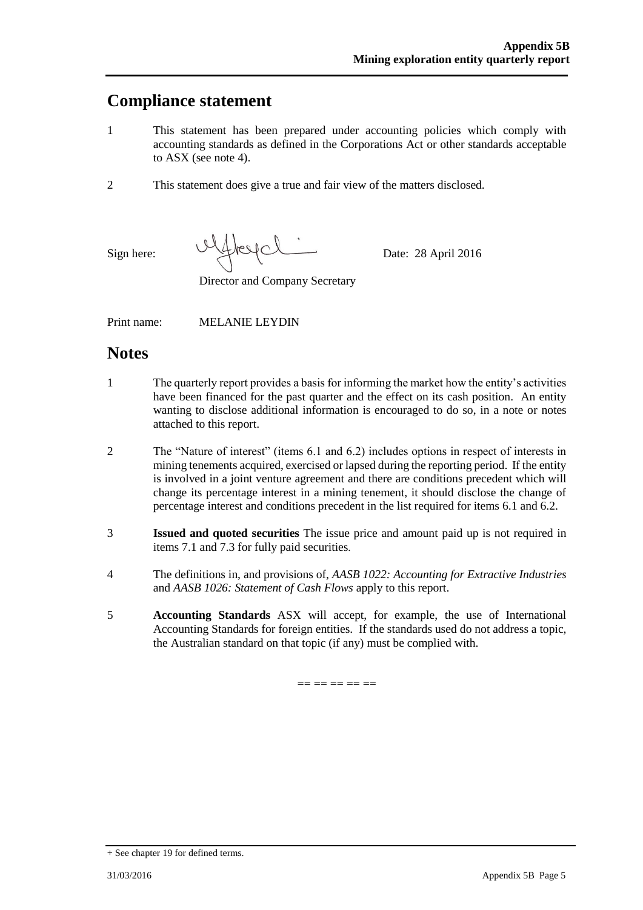## Compliance statement

1. This statement has been prepared under accounting policies which comply with accounting standards as defined in the Corporations Act or other standards acceptable to ASX (see note 4).

2. This statement does give a true and fair view of the matters disclosed.

Sign here: Date: 28 April 2016

Director and Company Secretary

Print name: MELANIE LEYDIN

## Notes

1. The quarterly report provides a basis for informing the market how the entity's activities have been financed for the past quarter and the effect on its cash position. An entity wanting to disclose additional information is encouraged to do so, in a note or notes attached to this report.

2. The "Nature of interest" (items 6.1 and 6.2) includes options in respect of interests in mining tenements acquired, exercised or lapsed during the reporting period. If the entity is involved in a joint venture agreement and there are conditions precedent which will change its percentage interest in a mining tenement, it should disclose the change of percentage interest and conditions precedent in the list required for items 6.1 and 6.2.

3. **Issued and quoted securities** The issue price and amount paid up is not required in items 7.1 and 7.3 for fully paid securities.

4. The definitions in, and provisions of, *AASB 1022: Accounting for Extractive Industries* and *AASB 1026: Statement of Cash Flows* apply to this report.

5. **Accounting Standards** ASX will accept, for example, the use of International Accounting Standards for foreign entities. If the standards used do not address a topic, the Australian standard on that topic (if any) must be complied with.

== == == == ==